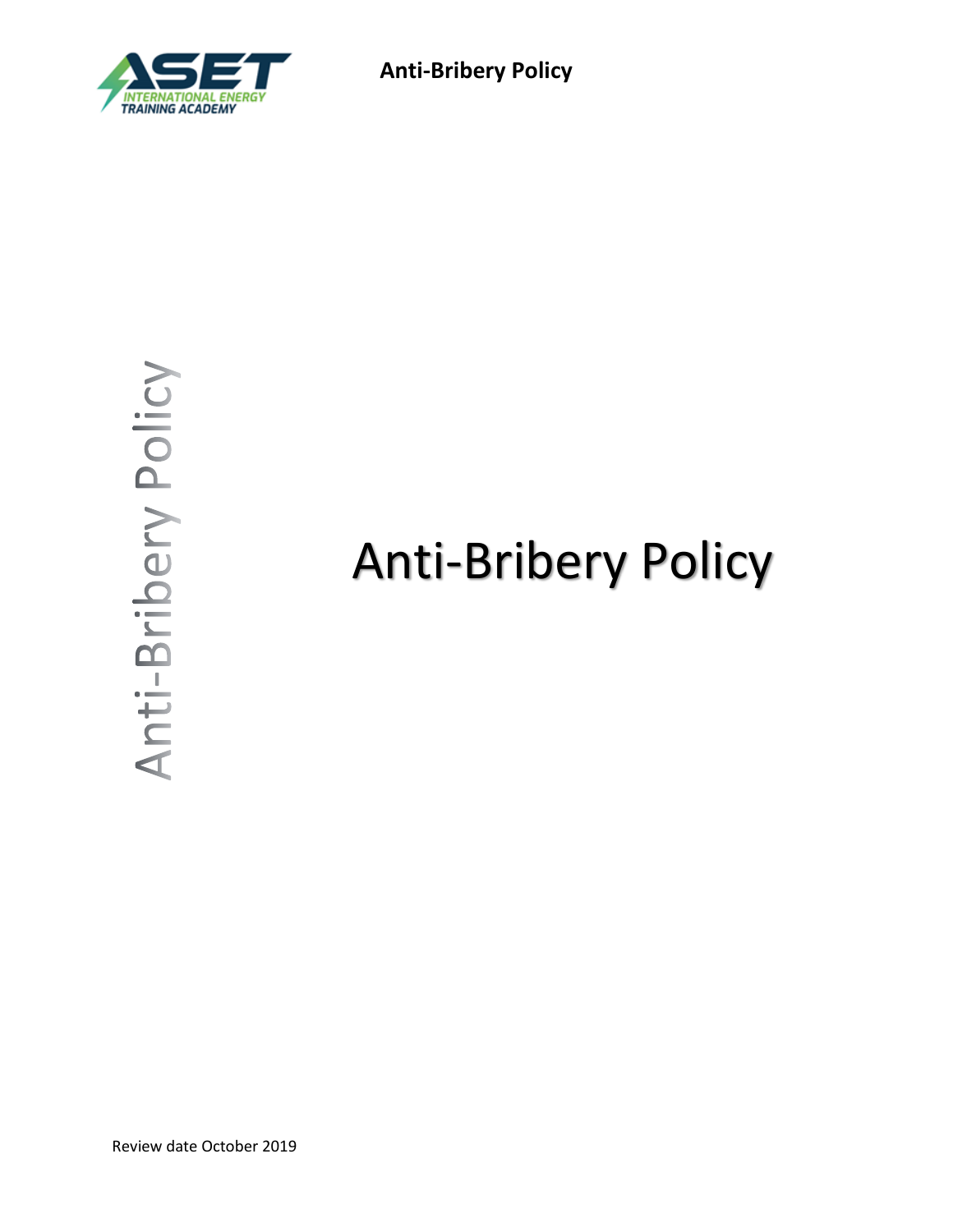# Anti-Bribery Policy

Review date October 2019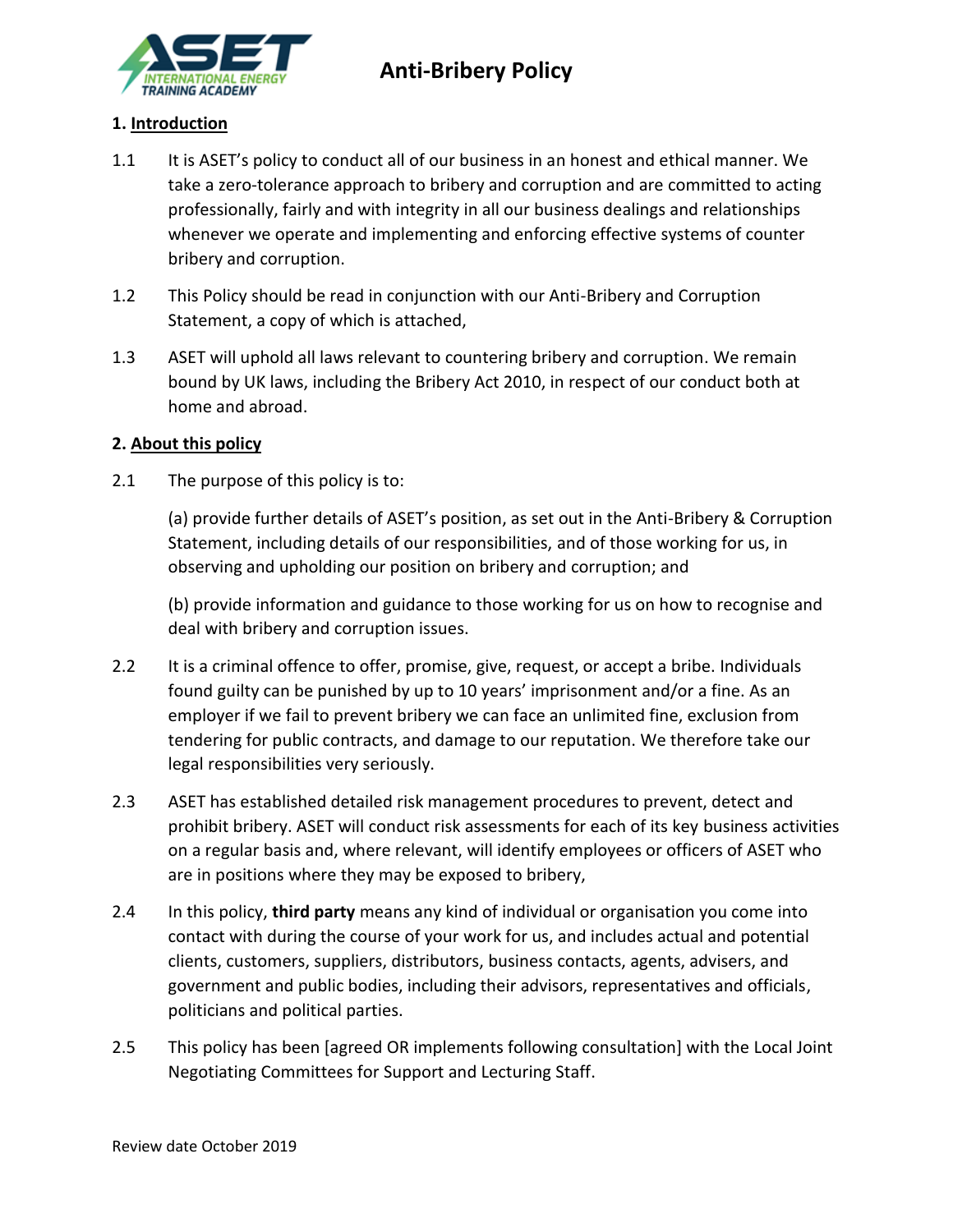# Anti-Bribery Policy

## 1. Introduction

1.1 It is ASET's policy to conduct all of our business in an honest and ethical manner. We take a zero-tolerance approach to bribery and corruption and are committed to acting professionally, fairly and with integrity in all our business dealings and relationships whenever we operate and implementing and enforcing effective systems of counter bribery and corruption.

1.2 This Policy should be read in conjunction with our Anti-Bribery and Corruption Statement, a copy of which is attached,

1.3 ASET will uphold all laws relevant to countering bribery and corruption. We remain bound by UK laws, including the Bribery Act 2010, in respect of our conduct both at home and abroad.

## 2. About this policy

2.1 The purpose of this policy is to:

(a) provide further details of ASET's position, as set out in the Anti-Bribery & Corruption Statement, including details of our responsibilities, and of those working for us, in observing and upholding our position on bribery and corruption; and

(b) provide information and guidance to those working for us on how to recognise and deal with bribery and corruption issues.

2.2 It is a criminal offence to offer, promise, give, request, or accept a bribe. Individuals found guilty can be punished by up to 10 years' imprisonment and/or a fine. As an employer if we fail to prevent bribery we can face an unlimited fine, exclusion from tendering for public contracts, and damage to our reputation. We therefore take our legal responsibilities very seriously.

2.3 ASET has established detailed risk management procedures to prevent, detect and prohibit bribery. ASET will conduct risk assessments for each of its key business activities on a regular basis and, where relevant, will identify employees or officers of ASET who are in positions where they may be exposed to bribery,

2.4 In this policy, **third party** means any kind of individual or organisation you come into contact with during the course of your work for us, and includes actual and potential clients, customers, suppliers, distributors, business contacts, agents, advisers, and government and public bodies, including their advisors, representatives and officials, politicians and political parties.

2.5 This policy has been [agreed OR implements following consultation] with the Local Joint Negotiating Committees for Support and Lecturing Staff.

Review date October 2019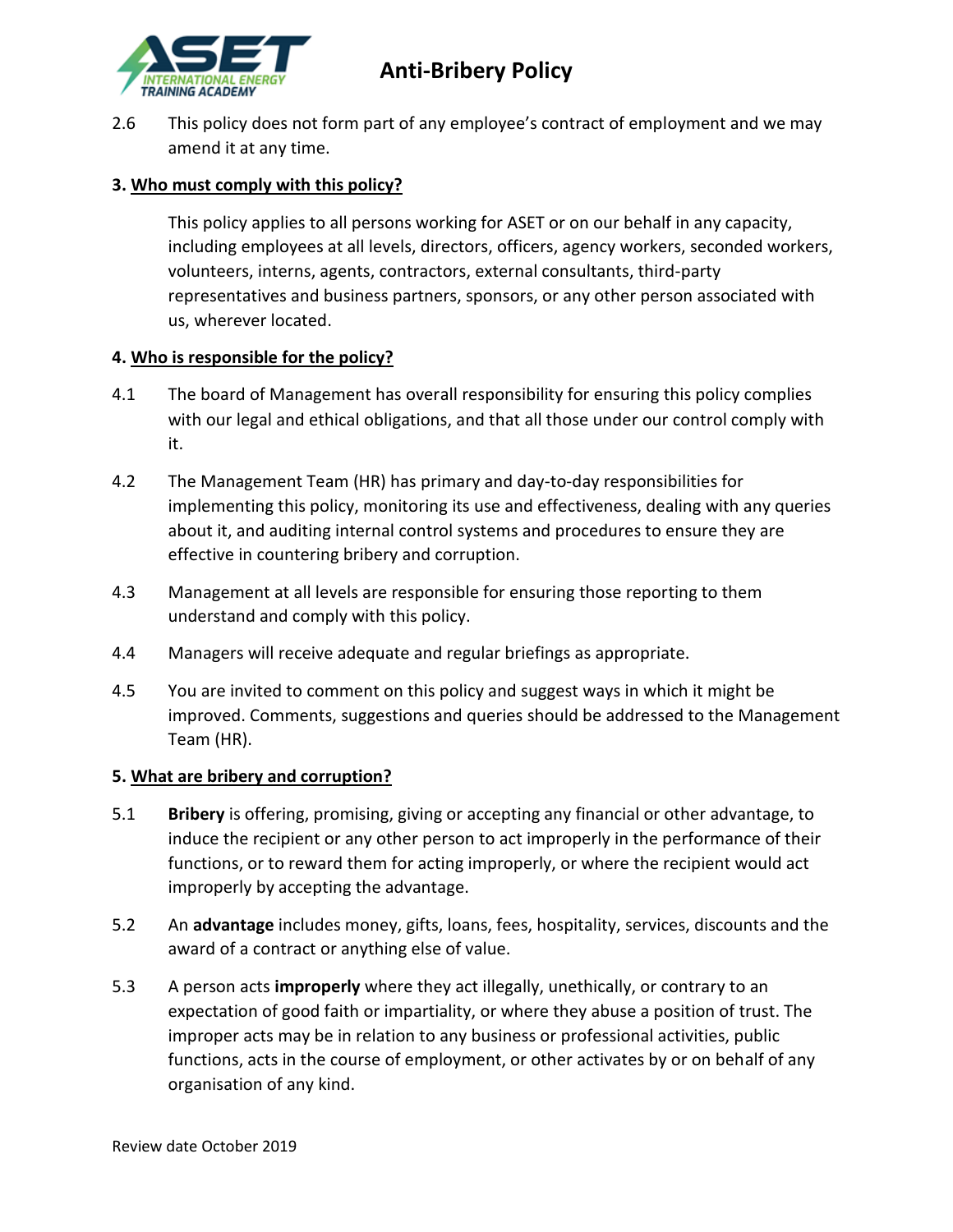2.6 This policy does not form part of any employee's contract of employment and we may amend it at any time.

**3. Who must comply with this policy?**

This policy applies to all persons working for ASET or on our behalf in any capacity, including employees at all levels, directors, officers, agency workers, seconded workers, volunteers, interns, agents, contractors, external consultants, third-party representatives and business partners, sponsors, or any other person associated with us, wherever located.

**4. Who is responsible for the policy?**

4.1 The board of Management has overall responsibility for ensuring this policy complies with our legal and ethical obligations, and that all those under our control comply with it.

4.2 The Management Team (HR) has primary and day-to-day responsibilities for implementing this policy, monitoring its use and effectiveness, dealing with any queries about it, and auditing internal control systems and procedures to ensure they are effective in countering bribery and corruption.

4.3 Management at all levels are responsible for ensuring those reporting to them understand and comply with this policy.

4.4 Managers will receive adequate and regular briefings as appropriate.

4.5 You are invited to comment on this policy and suggest ways in which it might be improved. Comments, suggestions and queries should be addressed to the Management Team (HR).

**5. What are bribery and corruption?**

5.1 **Bribery** is offering, promising, giving or accepting any financial or other advantage, to induce the recipient or any other person to act improperly in the performance of their functions, or to reward them for acting improperly, or where the recipient would act improperly by accepting the advantage.

5.2 An **advantage** includes money, gifts, loans, fees, hospitality, services, discounts and the award of a contract or anything else of value.

5.3 A person acts **improperly** where they act illegally, unethically, or contrary to an expectation of good faith or impartiality, or where they abuse a position of trust. The improper acts may be in relation to any business or professional activities, public functions, acts in the course of employment, or other activates by or on behalf of any organisation of any kind.

Review date October 2019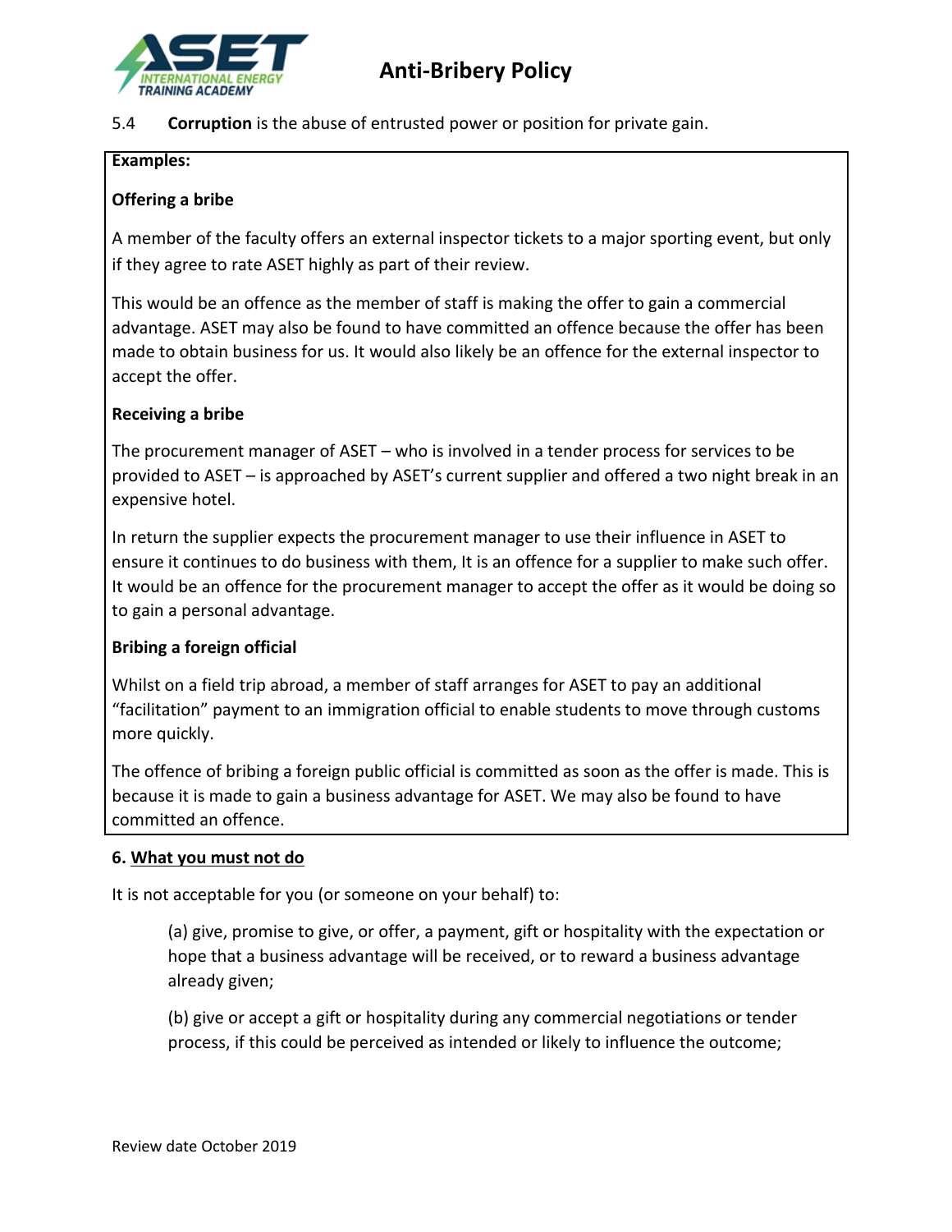5.4 **Corruption** is the abuse of entrusted power or position for private gain.

**Examples:**

**Offering a bribe**

A member of the faculty offers an external inspector tickets to a major sporting event, but only if they agree to rate ASET highly as part of their review.

This would be an offence as the member of staff is making the offer to gain a commercial advantage. ASET may also be found to have committed an offence because the offer has been made to obtain business for us. It would also likely be an offence for the external inspector to accept the offer.

**Receiving a bribe**

The procurement manager of ASET – who is involved in a tender process for services to be provided to ASET – is approached by ASET's current supplier and offered a two night break in an expensive hotel.

In return the supplier expects the procurement manager to use their influence in ASET to ensure it continues to do business with them, It is an offence for a supplier to make such offer. It would be an offence for the procurement manager to accept the offer as it would be doing so to gain a personal advantage.

**Bribing a foreign official**

Whilst on a field trip abroad, a member of staff arranges for ASET to pay an additional "facilitation" payment to an immigration official to enable students to move through customs more quickly.

The offence of bribing a foreign public official is committed as soon as the offer is made. This is because it is made to gain a business advantage for ASET. We may also be found to have committed an offence.

## 6. What you must not do

It is not acceptable for you (or someone on your behalf) to:

(a) give, promise to give, or offer, a payment, gift or hospitality with the expectation or hope that a business advantage will be received, or to reward a business advantage already given;

(b) give or accept a gift or hospitality during any commercial negotiations or tender process, if this could be perceived as intended or likely to influence the outcome;

Review date October 2019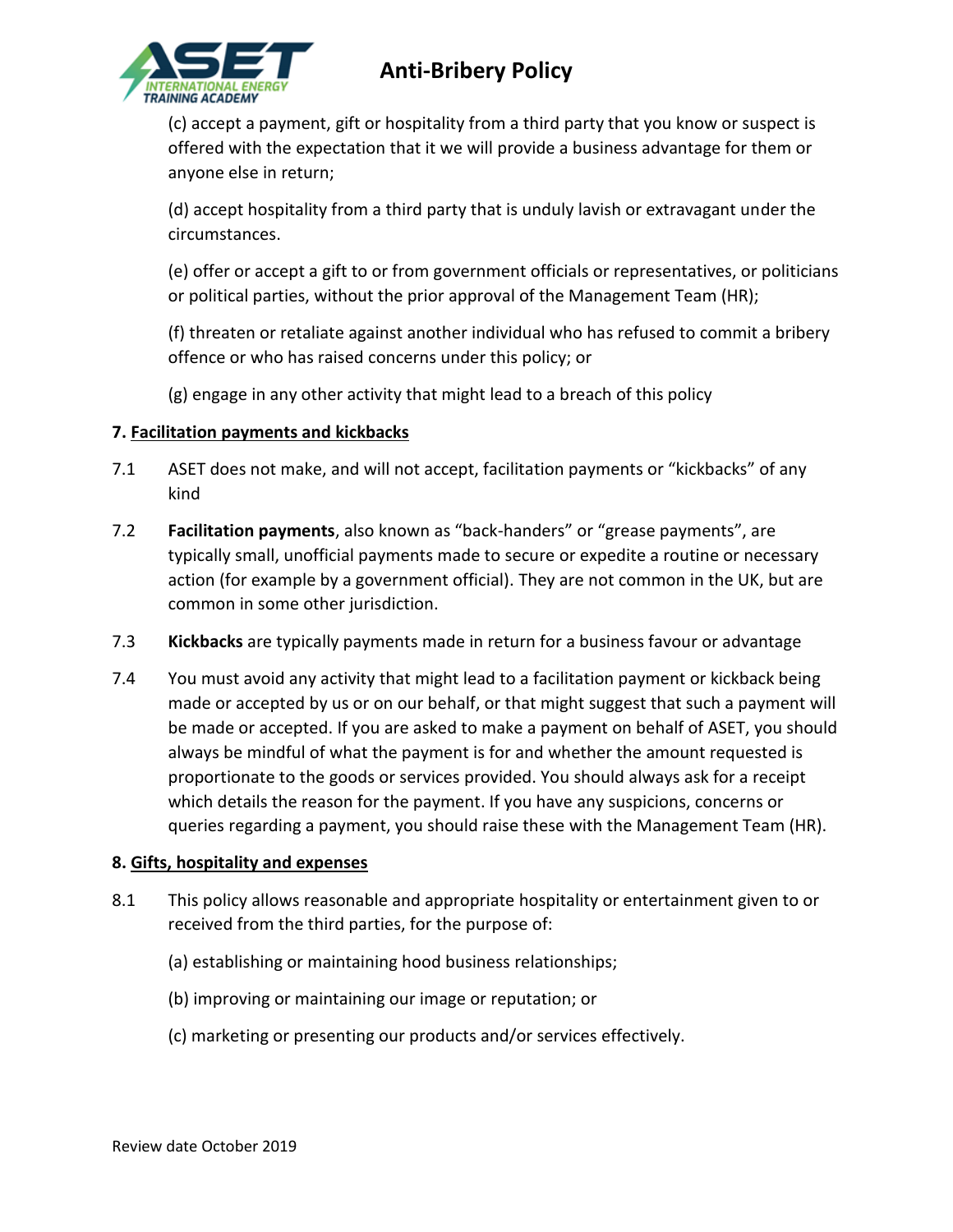(c) accept a payment, gift or hospitality from a third party that you know or suspect is offered with the expectation that it we will provide a business advantage for them or anyone else in return;

(d) accept hospitality from a third party that is unduly lavish or extravagant under the circumstances.

(e) offer or accept a gift to or from government officials or representatives, or politicians or political parties, without the prior approval of the Management Team (HR);

(f) threaten or retaliate against another individual who has refused to commit a bribery offence or who has raised concerns under this policy; or

(g) engage in any other activity that might lead to a breach of this policy

## 7. Facilitation payments and kickbacks

7.1 ASET does not make, and will not accept, facilitation payments or "kickbacks" of any kind

7.2 **Facilitation payments**, also known as "back-handers" or "grease payments", are typically small, unofficial payments made to secure or expedite a routine or necessary action (for example by a government official). They are not common in the UK, but are common in some other jurisdiction.

7.3 **Kickbacks** are typically payments made in return for a business favour or advantage

7.4 You must avoid any activity that might lead to a facilitation payment or kickback being made or accepted by us or on our behalf, or that might suggest that such a payment will be made or accepted. If you are asked to make a payment on behalf of ASET, you should always be mindful of what the payment is for and whether the amount requested is proportionate to the goods or services provided. You should always ask for a receipt which details the reason for the payment. If you have any suspicions, concerns or queries regarding a payment, you should raise these with the Management Team (HR).

## 8. Gifts, hospitality and expenses

8.1 This policy allows reasonable and appropriate hospitality or entertainment given to or received from the third parties, for the purpose of:

(a) establishing or maintaining hood business relationships;

(b) improving or maintaining our image or reputation; or

(c) marketing or presenting our products and/or services effectively.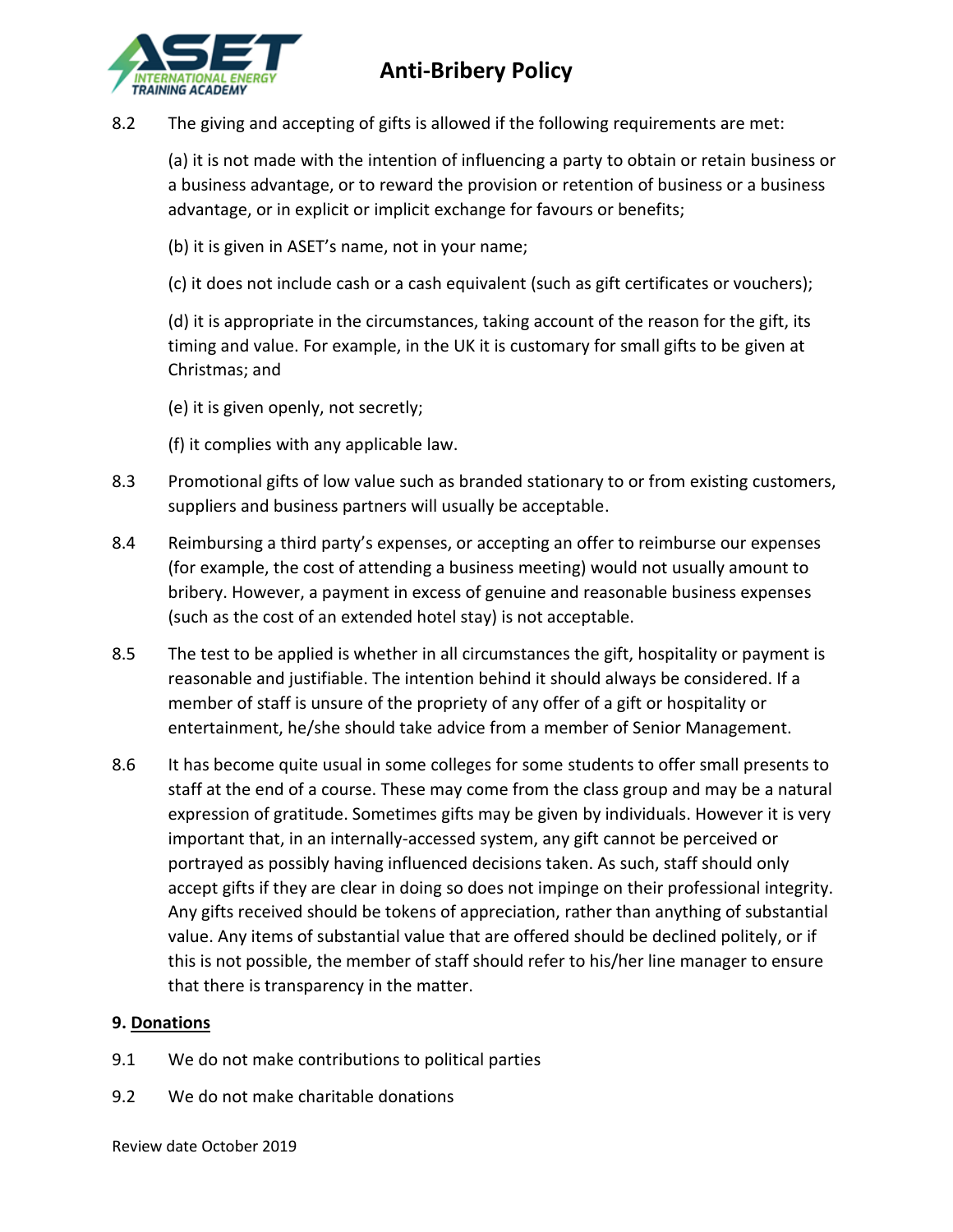8.2 The giving and accepting of gifts is allowed if the following requirements are met:

(a) it is not made with the intention of influencing a party to obtain or retain business or a business advantage, or to reward the provision or retention of business or a business advantage, or in explicit or implicit exchange for favours or benefits;

(b) it is given in ASET's name, not in your name;

(c) it does not include cash or a cash equivalent (such as gift certificates or vouchers);

(d) it is appropriate in the circumstances, taking account of the reason for the gift, its timing and value. For example, in the UK it is customary for small gifts to be given at Christmas; and

(e) it is given openly, not secretly;

(f) it complies with any applicable law.

8.3 Promotional gifts of low value such as branded stationary to or from existing customers, suppliers and business partners will usually be acceptable.

8.4 Reimbursing a third party's expenses, or accepting an offer to reimburse our expenses (for example, the cost of attending a business meeting) would not usually amount to bribery. However, a payment in excess of genuine and reasonable business expenses (such as the cost of an extended hotel stay) is not acceptable.

8.5 The test to be applied is whether in all circumstances the gift, hospitality or payment is reasonable and justifiable. The intention behind it should always be considered. If a member of staff is unsure of the propriety of any offer of a gift or hospitality or entertainment, he/she should take advice from a member of Senior Management.

8.6 It has become quite usual in some colleges for some students to offer small presents to staff at the end of a course. These may come from the class group and may be a natural expression of gratitude. Sometimes gifts may be given by individuals. However it is very important that, in an internally-accessed system, any gift cannot be perceived or portrayed as possibly having influenced decisions taken. As such, staff should only accept gifts if they are clear in doing so does not impinge on their professional integrity. Any gifts received should be tokens of appreciation, rather than anything of substantial value. Any items of substantial value that are offered should be declined politely, or if this is not possible, the member of staff should refer to his/her line manager to ensure that there is transparency in the matter.

## 9. Donations

9.1 We do not make contributions to political parties

9.2 We do not make charitable donations

Review date October 2019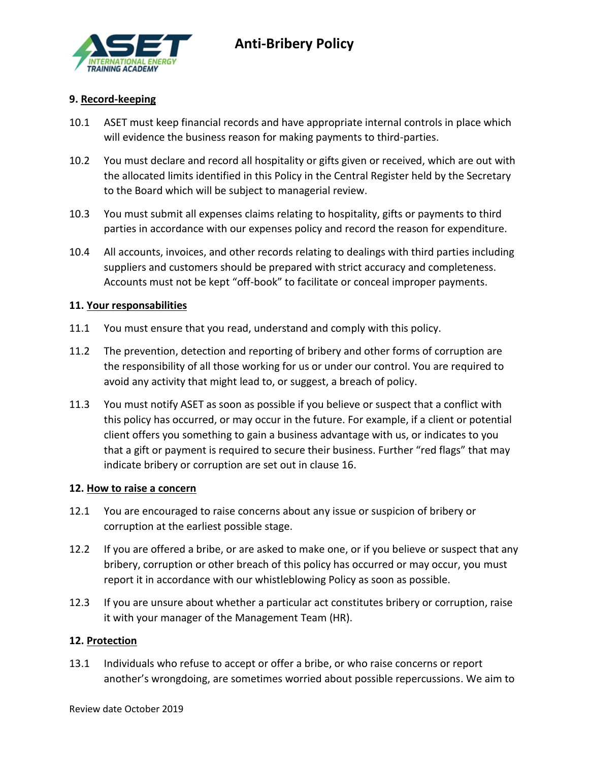## 9. Record-keeping

10.1 ASET must keep financial records and have appropriate internal controls in place which will evidence the business reason for making payments to third-parties.

10.2 You must declare and record all hospitality or gifts given or received, which are out with the allocated limits identified in this Policy in the Central Register held by the Secretary to the Board which will be subject to managerial review.

10.3 You must submit all expenses claims relating to hospitality, gifts or payments to third parties in accordance with our expenses policy and record the reason for expenditure.

10.4 All accounts, invoices, and other records relating to dealings with third parties including suppliers and customers should be prepared with strict accuracy and completeness. Accounts must not be kept "off-book" to facilitate or conceal improper payments.

## 11. Your responsabilities

11.1 You must ensure that you read, understand and comply with this policy.

11.2 The prevention, detection and reporting of bribery and other forms of corruption are the responsibility of all those working for us or under our control. You are required to avoid any activity that might lead to, or suggest, a breach of policy.

11.3 You must notify ASET as soon as possible if you believe or suspect that a conflict with this policy has occurred, or may occur in the future. For example, if a client or potential client offers you something to gain a business advantage with us, or indicates to you that a gift or payment is required to secure their business. Further "red flags" that may indicate bribery or corruption are set out in clause 16.

## 12. How to raise a concern

12.1 You are encouraged to raise concerns about any issue or suspicion of bribery or corruption at the earliest possible stage.

12.2 If you are offered a bribe, or are asked to make one, or if you believe or suspect that any bribery, corruption or other breach of this policy has occurred or may occur, you must report it in accordance with our whistleblowing Policy as soon as possible.

12.3 If you are unsure about whether a particular act constitutes bribery or corruption, raise it with your manager of the Management Team (HR).

## 12. Protection

13.1 Individuals who refuse to accept or offer a bribe, or who raise concerns or report another's wrongdoing, are sometimes worried about possible repercussions. We aim to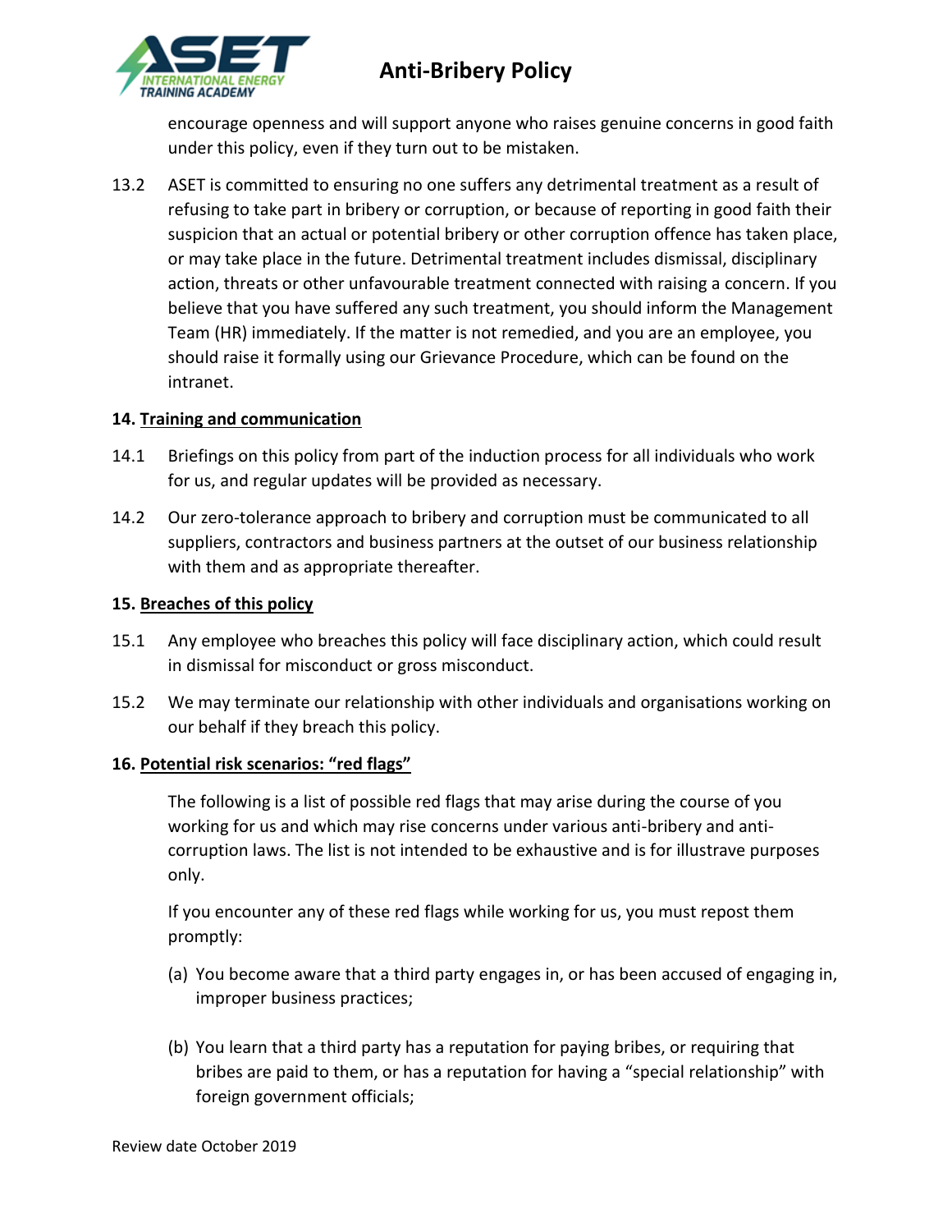encourage openness and will support anyone who raises genuine concerns in good faith under this policy, even if they turn out to be mistaken.

13.2 ASET is committed to ensuring no one suffers any detrimental treatment as a result of refusing to take part in bribery or corruption, or because of reporting in good faith their suspicion that an actual or potential bribery or other corruption offence has taken place, or may take place in the future. Detrimental treatment includes dismissal, disciplinary action, threats or other unfavourable treatment connected with raising a concern. If you believe that you have suffered any such treatment, you should inform the Management Team (HR) immediately. If the matter is not remedied, and you are an employee, you should raise it formally using our Grievance Procedure, which can be found on the intranet.

**14. Training and communication**

14.1 Briefings on this policy from part of the induction process for all individuals who work for us, and regular updates will be provided as necessary.

14.2 Our zero-tolerance approach to bribery and corruption must be communicated to all suppliers, contractors and business partners at the outset of our business relationship with them and as appropriate thereafter.

**15. Breaches of this policy**

15.1 Any employee who breaches this policy will face disciplinary action, which could result in dismissal for misconduct or gross misconduct.

15.2 We may terminate our relationship with other individuals and organisations working on our behalf if they breach this policy.

**16. Potential risk scenarios: "red flags"**

The following is a list of possible red flags that may arise during the course of you working for us and which may rise concerns under various anti-bribery and anti-corruption laws. The list is not intended to be exhaustive and is for illustrave purposes only.

If you encounter any of these red flags while working for us, you must repost them promptly:

(a) You become aware that a third party engages in, or has been accused of engaging in, improper business practices;

(b) You learn that a third party has a reputation for paying bribes, or requiring that bribes are paid to them, or has a reputation for having a "special relationship" with foreign government officials;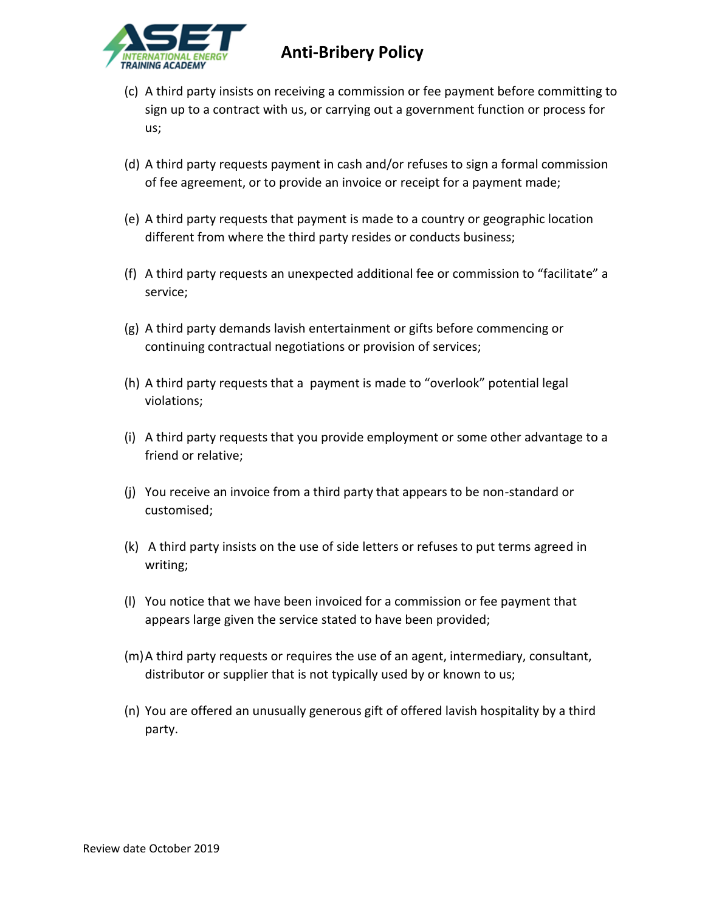(c) A third party insists on receiving a commission or fee payment before committing to sign up to a contract with us, or carrying out a government function or process for us;

(d) A third party requests payment in cash and/or refuses to sign a formal commission of fee agreement, or to provide an invoice or receipt for a payment made;

(e) A third party requests that payment is made to a country or geographic location different from where the third party resides or conducts business;

(f) A third party requests an unexpected additional fee or commission to "facilitate" a service;

(g) A third party demands lavish entertainment or gifts before commencing or continuing contractual negotiations or provision of services;

(h) A third party requests that a payment is made to "overlook" potential legal violations;

(i) A third party requests that you provide employment or some other advantage to a friend or relative;

(j) You receive an invoice from a third party that appears to be non-standard or customised;

(k) A third party insists on the use of side letters or refuses to put terms agreed in writing;

(l) You notice that we have been invoiced for a commission or fee payment that appears large given the service stated to have been provided;

(m) A third party requests or requires the use of an agent, intermediary, consultant, distributor or supplier that is not typically used by or known to us;

(n) You are offered an unusually generous gift of offered lavish hospitality by a third party.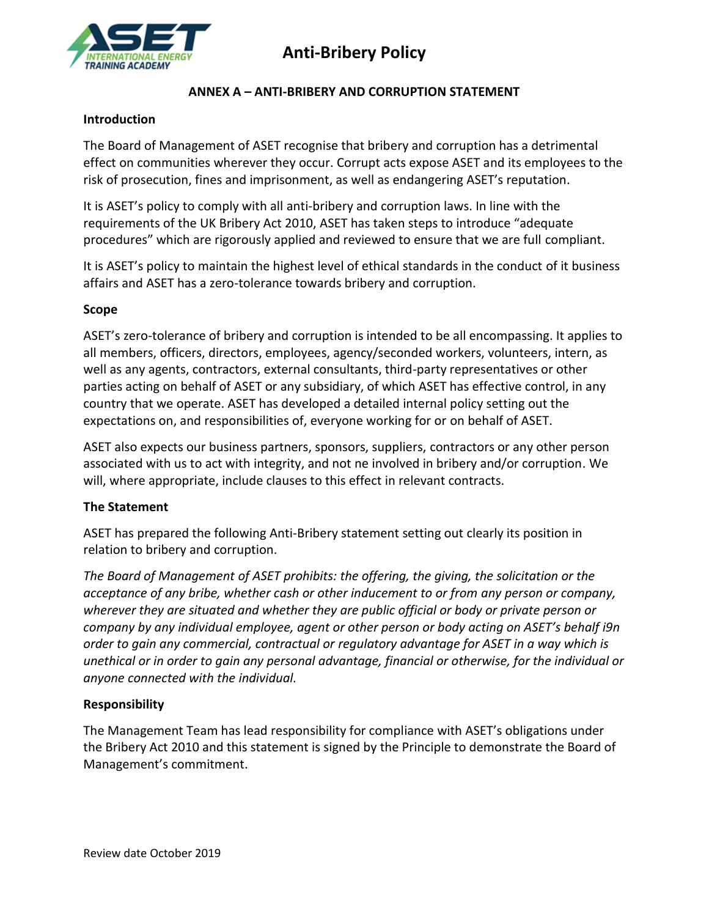## ANNEX A – ANTI-BRIBERY AND CORRUPTION STATEMENT

### Introduction

The Board of Management of ASET recognise that bribery and corruption has a detrimental effect on communities wherever they occur. Corrupt acts expose ASET and its employees to the risk of prosecution, fines and imprisonment, as well as endangering ASET's reputation.

It is ASET's policy to comply with all anti-bribery and corruption laws. In line with the requirements of the UK Bribery Act 2010, ASET has taken steps to introduce "adequate procedures" which are rigorously applied and reviewed to ensure that we are full compliant.

It is ASET's policy to maintain the highest level of ethical standards in the conduct of it business affairs and ASET has a zero-tolerance towards bribery and corruption.

### Scope

ASET's zero-tolerance of bribery and corruption is intended to be all encompassing. It applies to all members, officers, directors, employees, agency/seconded workers, volunteers, intern, as well as any agents, contractors, external consultants, third-party representatives or other parties acting on behalf of ASET or any subsidiary, of which ASET has effective control, in any country that we operate. ASET has developed a detailed internal policy setting out the expectations on, and responsibilities of, everyone working for or on behalf of ASET.

ASET also expects our business partners, sponsors, suppliers, contractors or any other person associated with us to act with integrity, and not ne involved in bribery and/or corruption. We will, where appropriate, include clauses to this effect in relevant contracts.

### The Statement

ASET has prepared the following Anti-Bribery statement setting out clearly its position in relation to bribery and corruption.

*The Board of Management of ASET prohibits: the offering, the giving, the solicitation or the acceptance of any bribe, whether cash or other inducement to or from any person or company, wherever they are situated and whether they are public official or body or private person or company by any individual employee, agent or other person or body acting on ASET's behalf i9n order to gain any commercial, contractual or regulatory advantage for ASET in a way which is unethical or in order to gain any personal advantage, financial or otherwise, for the individual or anyone connected with the individual.*

### Responsibility

The Management Team has lead responsibility for compliance with ASET's obligations under the Bribery Act 2010 and this statement is signed by the Principle to demonstrate the Board of Management's commitment.

Review date October 2019